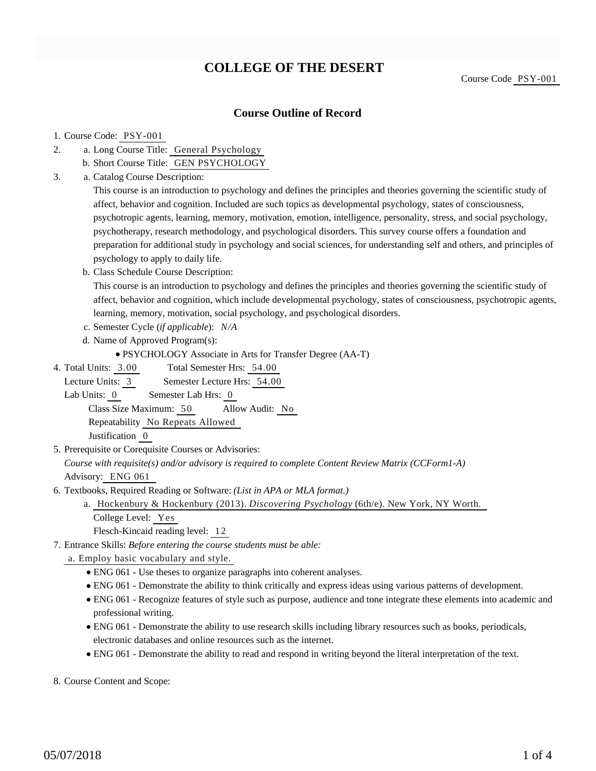# COLLEGE OF THE DESERT

Course Code PSY-001

## Course Outline of Record

1. Course Code: PSY-001
2. a. Long Course Title: General Psychology
   b. Short Course Title: GEN PSYCHOLOGY
3. a. Catalog Course Description:
   This course is an introduction to psychology and defines the principles and theories governing the scientific study of affect, behavior and cognition. Included are such topics as developmental psychology, states of consciousness, psychotropic agents, learning, memory, motivation, emotion, intelligence, personality, stress, and social psychology, psychotherapy, research methodology, and psychological disorders. This survey course offers a foundation and preparation for additional study in psychology and social sciences, for understanding self and others, and principles of psychology to apply to daily life.
   b. Class Schedule Course Description:
   This course is an introduction to psychology and defines the principles and theories governing the scientific study of affect, behavior and cognition, which include developmental psychology, states of consciousness, psychotropic agents, learning, memory, motivation, social psychology, and psychological disorders.
   c. Semester Cycle (*if applicable*): *N/A*
   d. Name of Approved Program(s):
      - PSYCHOLOGY Associate in Arts for Transfer Degree (AA-T)
4. Total Units: 3.00 Total Semester Hrs: 54.00
   Lecture Units: 3 Semester Lecture Hrs: 54.00
   Lab Units: 0 Semester Lab Hrs: 0
   Class Size Maximum: 50 Allow Audit: No
   Repeatability No Repeats Allowed
   Justification 0
5. Prerequisite or Corequisite Courses or Advisories:
   *Course with requisite(s) and/or advisory is required to complete Content Review Matrix (CCForm1-A)*
   Advisory: ENG 061
6. Textbooks, Required Reading or Software: *(List in APA or MLA format.)*
   a. Hockenbury & Hockenbury (2013). *Discovering Psychology* (6th/e). New York, NY Worth.
      College Level: Yes
      Flesch-Kincaid reading level: 12
7. Entrance Skills: *Before entering the course students must be able:*
   a. Employ basic vocabulary and style.
      - ENG 061 - Use theses to organize paragraphs into coherent analyses.
      - ENG 061 - Demonstrate the ability to think critically and express ideas using various patterns of development.
      - ENG 061 - Recognize features of style such as purpose, audience and tone integrate these elements into academic and professional writing.
      - ENG 061 - Demonstrate the ability to use research skills including library resources such as books, periodicals, electronic databases and online resources such as the internet.
      - ENG 061 - Demonstrate the ability to read and respond in writing beyond the literal interpretation of the text.
8. Course Content and Scope: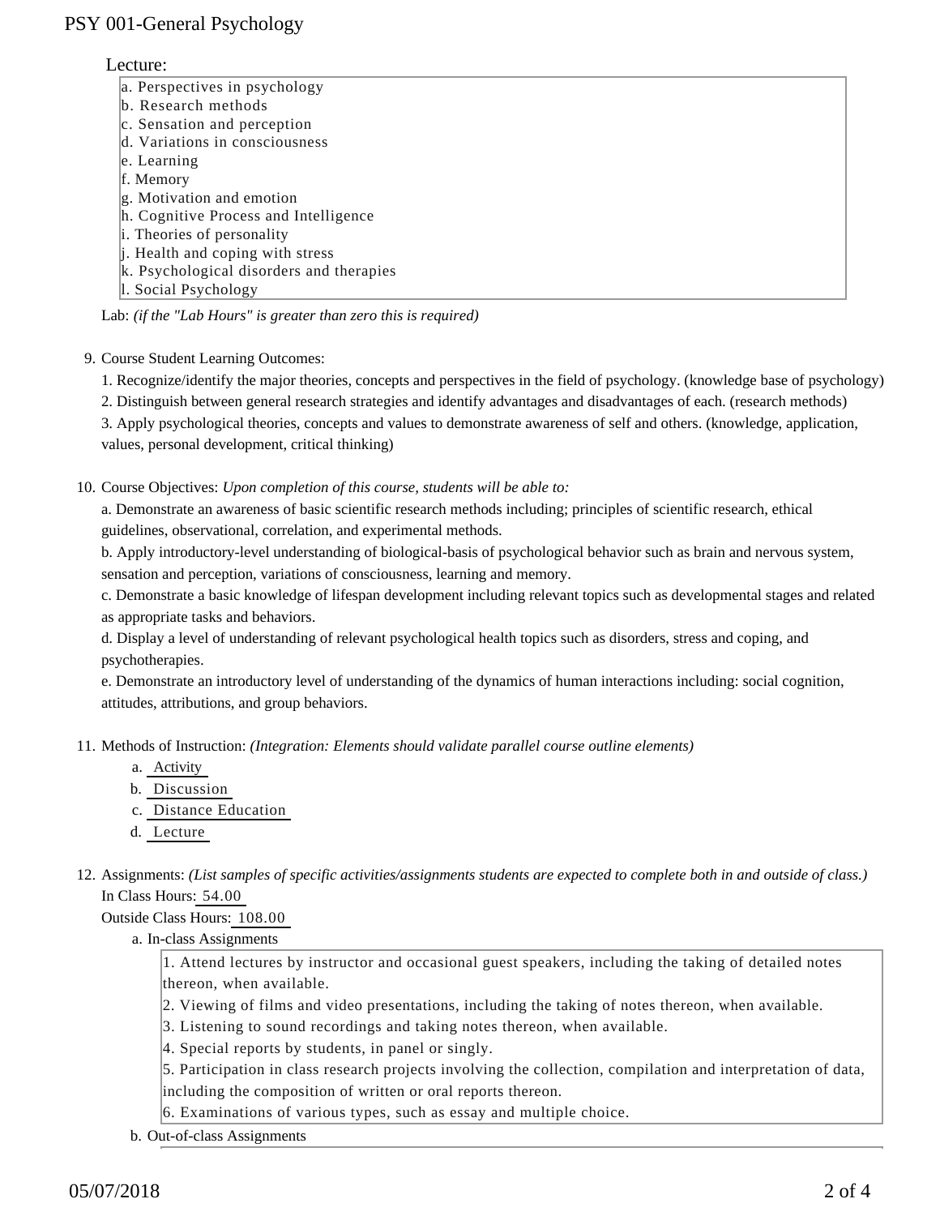Lecture:

a. Perspectives in psychology
b. Research methods
c. Sensation and perception
d. Variations in consciousness
e. Learning
f. Memory
g. Motivation and emotion
h. Cognitive Process and Intelligence
i. Theories of personality
j. Health and coping with stress
k. Psychological disorders and therapies
l. Social Psychology

Lab: *(if the "Lab Hours" is greater than zero this is required)*

9. Course Student Learning Outcomes:

   1. Recognize/identify the major theories, concepts and perspectives in the field of psychology. (knowledge base of psychology)
   2. Distinguish between general research strategies and identify advantages and disadvantages of each. (research methods)
   3. Apply psychological theories, concepts and values to demonstrate awareness of self and others. (knowledge, application, values, personal development, critical thinking)

10. Course Objectives: *Upon completion of this course, students will be able to:*

    a. Demonstrate an awareness of basic scientific research methods including; principles of scientific research, ethical guidelines, observational, correlation, and experimental methods.
    b. Apply introductory-level understanding of biological-basis of psychological behavior such as brain and nervous system, sensation and perception, variations of consciousness, learning and memory.
    c. Demonstrate a basic knowledge of lifespan development including relevant topics such as developmental stages and related as appropriate tasks and behaviors.
    d. Display a level of understanding of relevant psychological health topics such as disorders, stress and coping, and psychotherapies.
    e. Demonstrate an introductory level of understanding of the dynamics of human interactions including: social cognition, attitudes, attributions, and group behaviors.

11. Methods of Instruction: *(Integration: Elements should validate parallel course outline elements)*

    a. Activity
    b. Discussion
    c. Distance Education
    d. Lecture

12. Assignments: *(List samples of specific activities/assignments students are expected to complete both in and outside of class.)*

    In Class Hours: 54.00

    Outside Class Hours: 108.00

    a. In-class Assignments

       1. Attend lectures by instructor and occasional guest speakers, including the taking of detailed notes thereon, when available.
       2. Viewing of films and video presentations, including the taking of notes thereon, when available.
       3. Listening to sound recordings and taking notes thereon, when available.
       4. Special reports by students, in panel or singly.
       5. Participation in class research projects involving the collection, compilation and interpretation of data, including the composition of written or oral reports thereon.
       6. Examinations of various types, such as essay and multiple choice.

    b. Out-of-class Assignments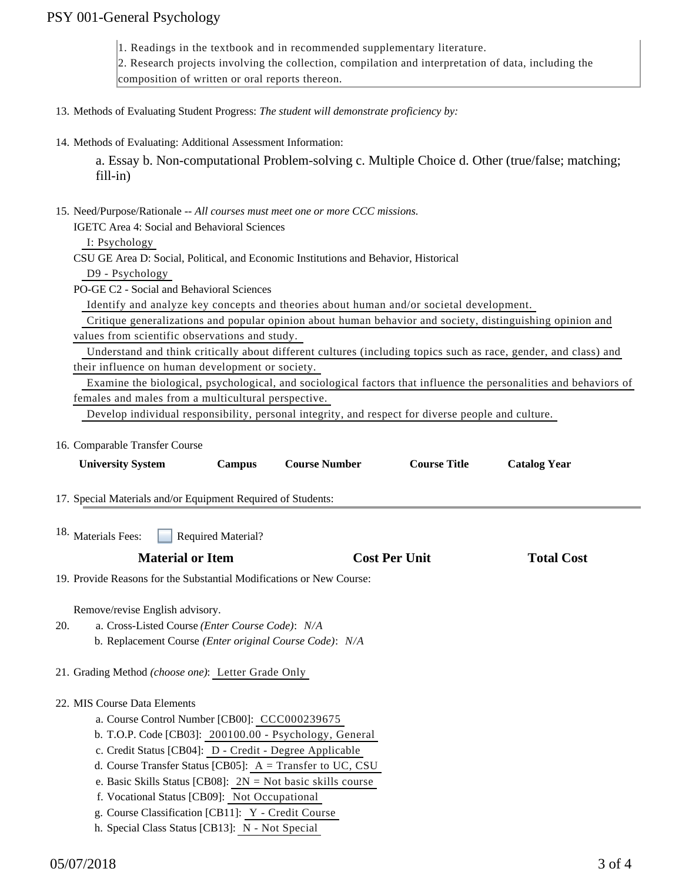1. Readings in the textbook and in recommended supplementary literature.
2. Research projects involving the collection, compilation and interpretation of data, including the composition of written or oral reports thereon.

13. Methods of Evaluating Student Progress: *The student will demonstrate proficiency by:*

14. Methods of Evaluating: Additional Assessment Information:

    a. Essay b. Non-computational Problem-solving c. Multiple Choice d. Other (true/false; matching; fill-in)

15. Need/Purpose/Rationale -- *All courses must meet one or more CCC missions.*

    IGETC Area 4: Social and Behavioral Sciences

    I: Psychology

    CSU GE Area D: Social, Political, and Economic Institutions and Behavior, Historical

    D9 - Psychology

    PO-GE C2 - Social and Behavioral Sciences

    Identify and analyze key concepts and theories about human and/or societal development.

    Critique generalizations and popular opinion about human behavior and society, distinguishing opinion and values from scientific observations and study.

    Understand and think critically about different cultures (including topics such as race, gender, and class) and their influence on human development or society.

    Examine the biological, psychological, and sociological factors that influence the personalities and behaviors of females and males from a multicultural perspective.

    Develop individual responsibility, personal integrity, and respect for diverse people and culture.

16. Comparable Transfer Course

| University System | Campus | Course Number | Course Title | Catalog Year |
|---|---|---|---|---|

17. Special Materials and/or Equipment Required of Students:

18. Materials Fees: ☐ Required Material?

| Material or Item | Cost Per Unit | Total Cost |
|---|---|---|

19. Provide Reasons for the Substantial Modifications or New Course:

    Remove/revise English advisory.

20. a. Cross-Listed Course *(Enter Course Code)*: *N/A*

    b. Replacement Course *(Enter original Course Code)*: *N/A*

21. Grading Method *(choose one)*: Letter Grade Only

22. MIS Course Data Elements

    a. Course Control Number [CB00]: CCC000239675

    b. T.O.P. Code [CB03]: 200100.00 - Psychology, General

    c. Credit Status [CB04]: D - Credit - Degree Applicable

    d. Course Transfer Status [CB05]: A = Transfer to UC, CSU

    e. Basic Skills Status [CB08]: 2N = Not basic skills course

    f. Vocational Status [CB09]: Not Occupational

    g. Course Classification [CB11]: Y - Credit Course

    h. Special Class Status [CB13]: N - Not Special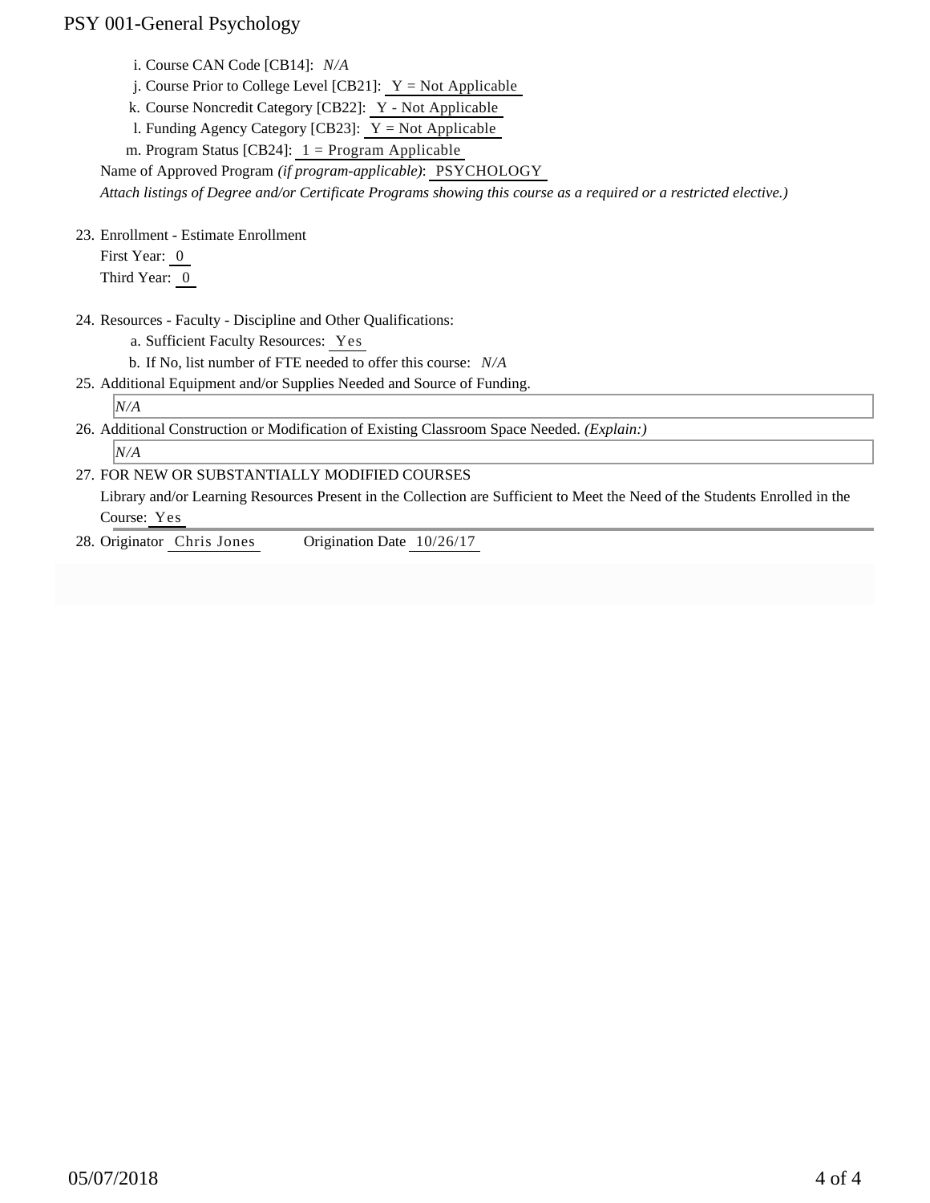i. Course CAN Code [CB14]: *N/A*
j. Course Prior to College Level [CB21]: Y = Not Applicable
k. Course Noncredit Category [CB22]: Y - Not Applicable
l. Funding Agency Category [CB23]: Y = Not Applicable
m. Program Status [CB24]: 1 = Program Applicable

Name of Approved Program *(if program-applicable)*: PSYCHOLOGY

*Attach listings of Degree and/or Certificate Programs showing this course as a required or a restricted elective.)*

23. Enrollment - Estimate Enrollment
    First Year: 0
    Third Year: 0

24. Resources - Faculty - Discipline and Other Qualifications:
    a. Sufficient Faculty Resources: Yes
    b. If No, list number of FTE needed to offer this course: *N/A*

25. Additional Equipment and/or Supplies Needed and Source of Funding.
    *N/A*

26. Additional Construction or Modification of Existing Classroom Space Needed. *(Explain:)*
    *N/A*

27. FOR NEW OR SUBSTANTIALLY MODIFIED COURSES
    Library and/or Learning Resources Present in the Collection are Sufficient to Meet the Need of the Students Enrolled in the Course: Yes

28. Originator Chris Jones Origination Date 10/26/17